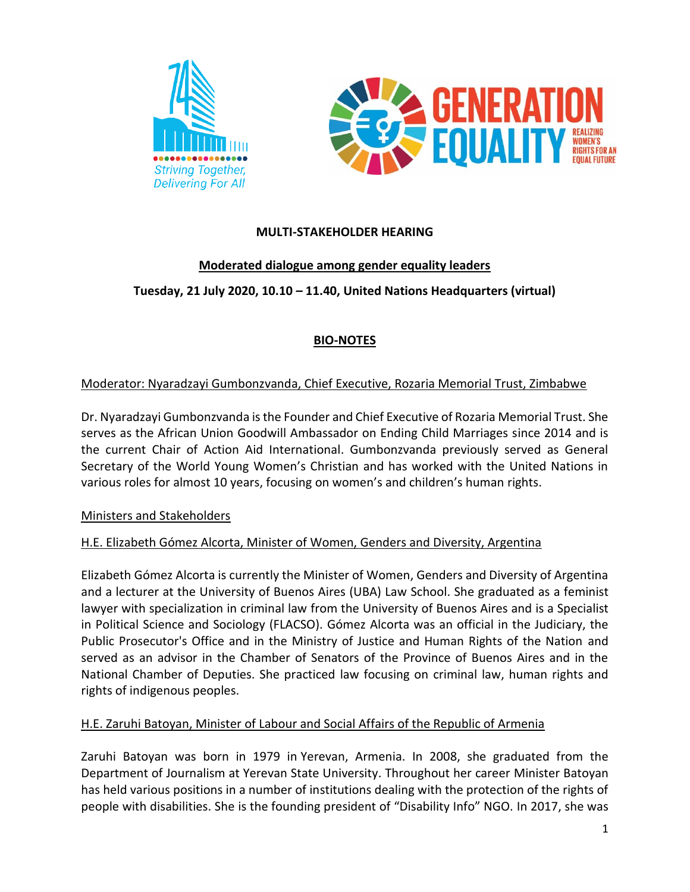**MULTI-STAKEHOLDER HEARING**

**Moderated dialogue among gender equality leaders**

**Tuesday, 21 July 2020, 10.10 – 11.40, United Nations Headquarters (virtual)**

## BIO-NOTES

Moderator: Nyaradzayi Gumbonzvanda, Chief Executive, Rozaria Memorial Trust, Zimbabwe

Dr. Nyaradzayi Gumbonzvanda is the Founder and Chief Executive of Rozaria Memorial Trust. She serves as the African Union Goodwill Ambassador on Ending Child Marriages since 2014 and is the current Chair of Action Aid International. Gumbonzvanda previously served as General Secretary of the World Young Women's Christian and has worked with the United Nations in various roles for almost 10 years, focusing on women's and children's human rights.

Ministers and Stakeholders

H.E. Elizabeth Gómez Alcorta, Minister of Women, Genders and Diversity, Argentina

Elizabeth Gómez Alcorta is currently the Minister of Women, Genders and Diversity of Argentina and a lecturer at the University of Buenos Aires (UBA) Law School. She graduated as a feminist lawyer with specialization in criminal law from the University of Buenos Aires and is a Specialist in Political Science and Sociology (FLACSO). Gómez Alcorta was an official in the Judiciary, the Public Prosecutor's Office and in the Ministry of Justice and Human Rights of the Nation and served as an advisor in the Chamber of Senators of the Province of Buenos Aires and in the National Chamber of Deputies. She practiced law focusing on criminal law, human rights and rights of indigenous peoples.

H.E. Zaruhi Batoyan, Minister of Labour and Social Affairs of the Republic of Armenia

Zaruhi Batoyan was born in 1979 in Yerevan, Armenia. In 2008, she graduated from the Department of Journalism at Yerevan State University. Throughout her career Minister Batoyan has held various positions in a number of institutions dealing with the protection of the rights of people with disabilities. She is the founding president of "Disability Info" NGO. In 2017, she was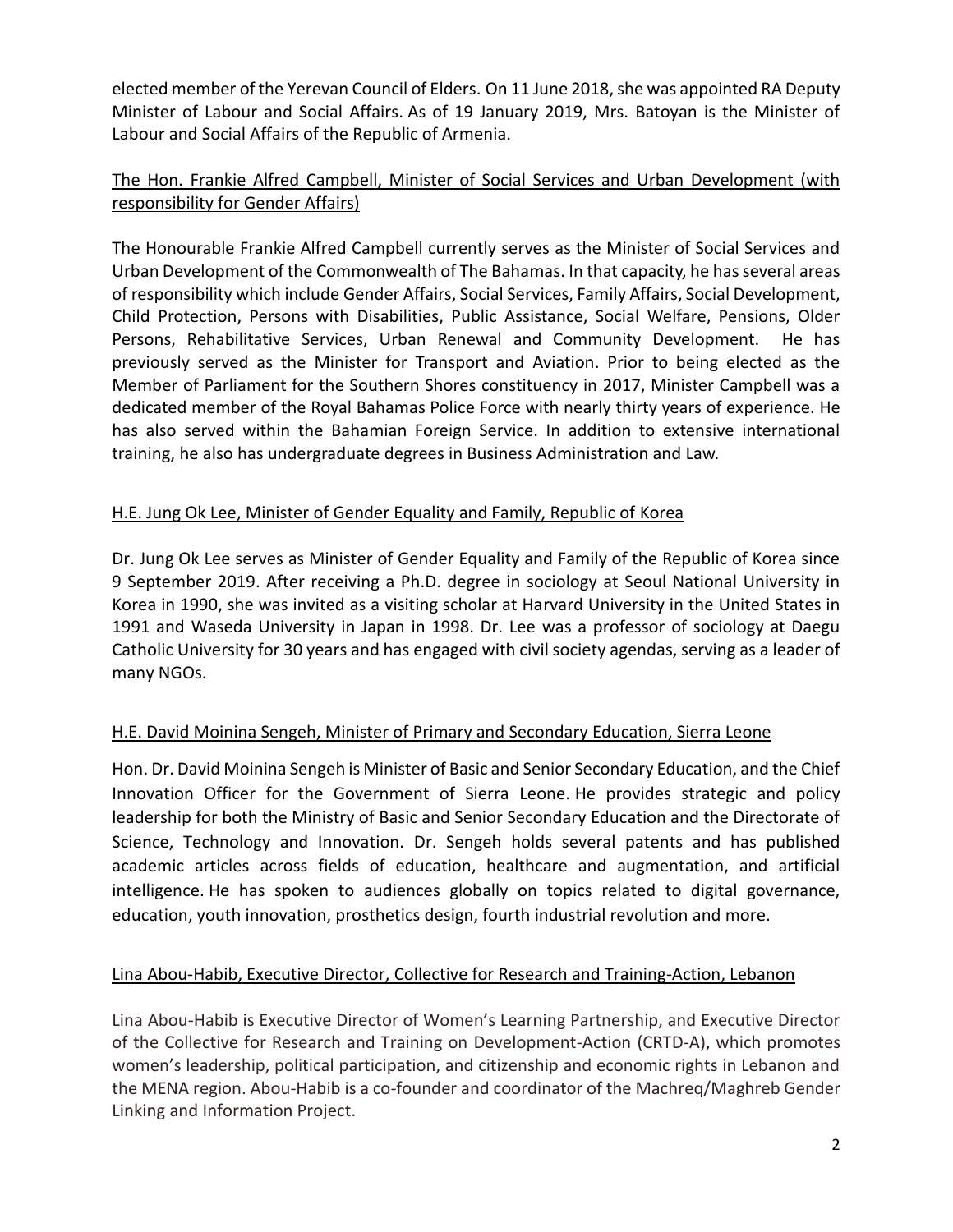elected member of the Yerevan Council of Elders. On 11 June 2018, she was appointed RA Deputy Minister of Labour and Social Affairs. As of 19 January 2019, Mrs. Batoyan is the Minister of Labour and Social Affairs of the Republic of Armenia.

<u>The Hon. Frankie Alfred Campbell, Minister of Social Services and Urban Development (with responsibility for Gender Affairs)</u>

The Honourable Frankie Alfred Campbell currently serves as the Minister of Social Services and Urban Development of the Commonwealth of The Bahamas. In that capacity, he has several areas of responsibility which include Gender Affairs, Social Services, Family Affairs, Social Development, Child Protection, Persons with Disabilities, Public Assistance, Social Welfare, Pensions, Older Persons, Rehabilitative Services, Urban Renewal and Community Development. He has previously served as the Minister for Transport and Aviation. Prior to being elected as the Member of Parliament for the Southern Shores constituency in 2017, Minister Campbell was a dedicated member of the Royal Bahamas Police Force with nearly thirty years of experience. He has also served within the Bahamian Foreign Service. In addition to extensive international training, he also has undergraduate degrees in Business Administration and Law.

<u>H.E. Jung Ok Lee, Minister of Gender Equality and Family, Republic of Korea</u>

Dr. Jung Ok Lee serves as Minister of Gender Equality and Family of the Republic of Korea since 9 September 2019. After receiving a Ph.D. degree in sociology at Seoul National University in Korea in 1990, she was invited as a visiting scholar at Harvard University in the United States in 1991 and Waseda University in Japan in 1998. Dr. Lee was a professor of sociology at Daegu Catholic University for 30 years and has engaged with civil society agendas, serving as a leader of many NGOs.

<u>H.E. David Moinina Sengeh, Minister of Primary and Secondary Education, Sierra Leone</u>

Hon. Dr. David Moinina Sengeh is Minister of Basic and Senior Secondary Education, and the Chief Innovation Officer for the Government of Sierra Leone. He provides strategic and policy leadership for both the Ministry of Basic and Senior Secondary Education and the Directorate of Science, Technology and Innovation. Dr. Sengeh holds several patents and has published academic articles across fields of education, healthcare and augmentation, and artificial intelligence. He has spoken to audiences globally on topics related to digital governance, education, youth innovation, prosthetics design, fourth industrial revolution and more.

<u>Lina Abou-Habib, Executive Director, Collective for Research and Training-Action, Lebanon</u>

Lina Abou-Habib is Executive Director of Women's Learning Partnership, and Executive Director of the Collective for Research and Training on Development-Action (CRTD-A), which promotes women's leadership, political participation, and citizenship and economic rights in Lebanon and the MENA region. Abou-Habib is a co-founder and coordinator of the Machreq/Maghreb Gender Linking and Information Project.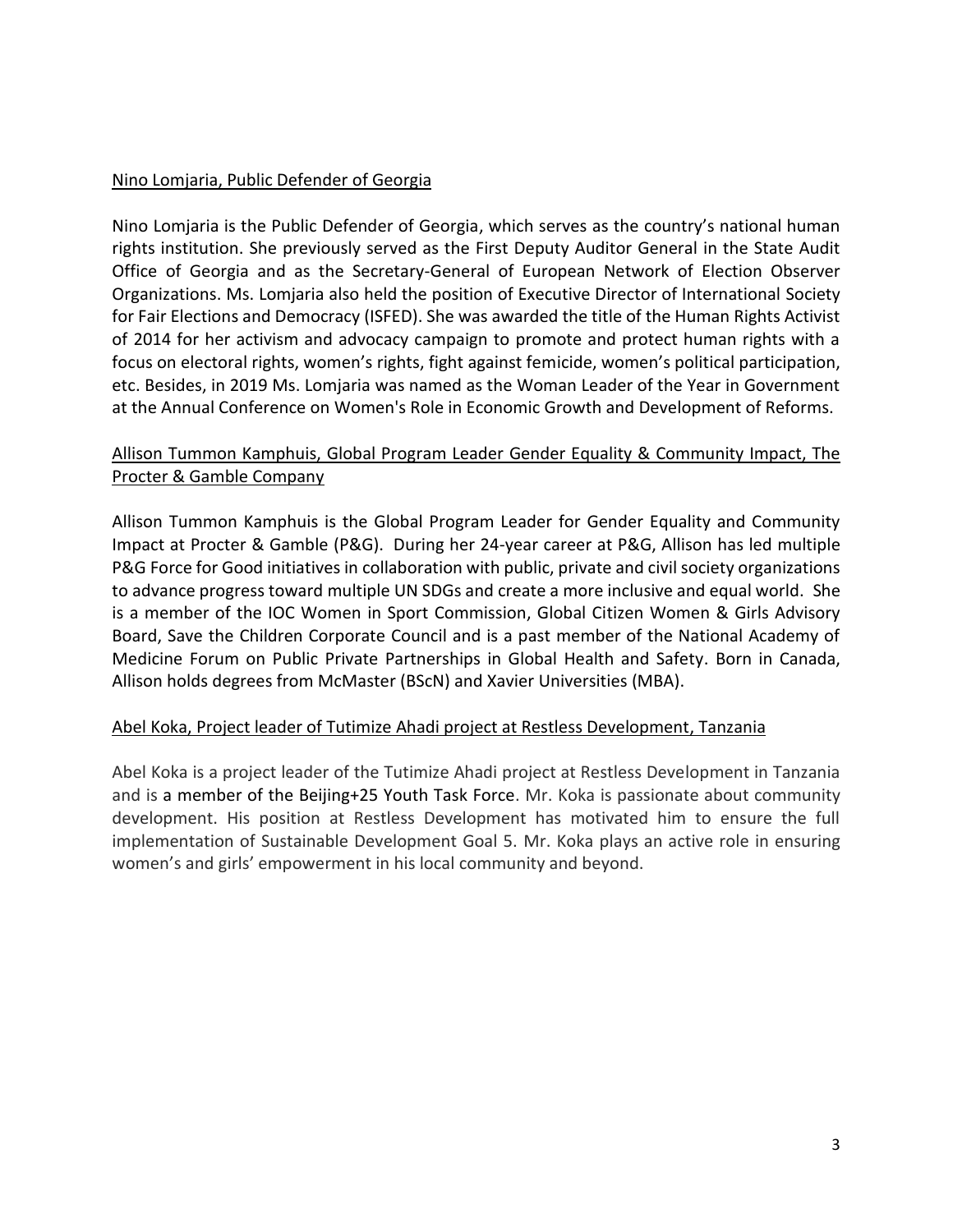Nino Lomjaria, Public Defender of Georgia

Nino Lomjaria is the Public Defender of Georgia, which serves as the country's national human rights institution. She previously served as the First Deputy Auditor General in the State Audit Office of Georgia and as the Secretary-General of European Network of Election Observer Organizations. Ms. Lomjaria also held the position of Executive Director of International Society for Fair Elections and Democracy (ISFED). She was awarded the title of the Human Rights Activist of 2014 for her activism and advocacy campaign to promote and protect human rights with a focus on electoral rights, women's rights, fight against femicide, women's political participation, etc. Besides, in 2019 Ms. Lomjaria was named as the Woman Leader of the Year in Government at the Annual Conference on Women's Role in Economic Growth and Development of Reforms.

Allison Tummon Kamphuis, Global Program Leader Gender Equality & Community Impact, The Procter & Gamble Company

Allison Tummon Kamphuis is the Global Program Leader for Gender Equality and Community Impact at Procter & Gamble (P&G). During her 24-year career at P&G, Allison has led multiple P&G Force for Good initiatives in collaboration with public, private and civil society organizations to advance progress toward multiple UN SDGs and create a more inclusive and equal world. She is a member of the IOC Women in Sport Commission, Global Citizen Women & Girls Advisory Board, Save the Children Corporate Council and is a past member of the National Academy of Medicine Forum on Public Private Partnerships in Global Health and Safety. Born in Canada, Allison holds degrees from McMaster (BScN) and Xavier Universities (MBA).

Abel Koka, Project leader of Tutimize Ahadi project at Restless Development, Tanzania

Abel Koka is a project leader of the Tutimize Ahadi project at Restless Development in Tanzania and is a member of the Beijing+25 Youth Task Force. Mr. Koka is passionate about community development. His position at Restless Development has motivated him to ensure the full implementation of Sustainable Development Goal 5. Mr. Koka plays an active role in ensuring women's and girls' empowerment in his local community and beyond.